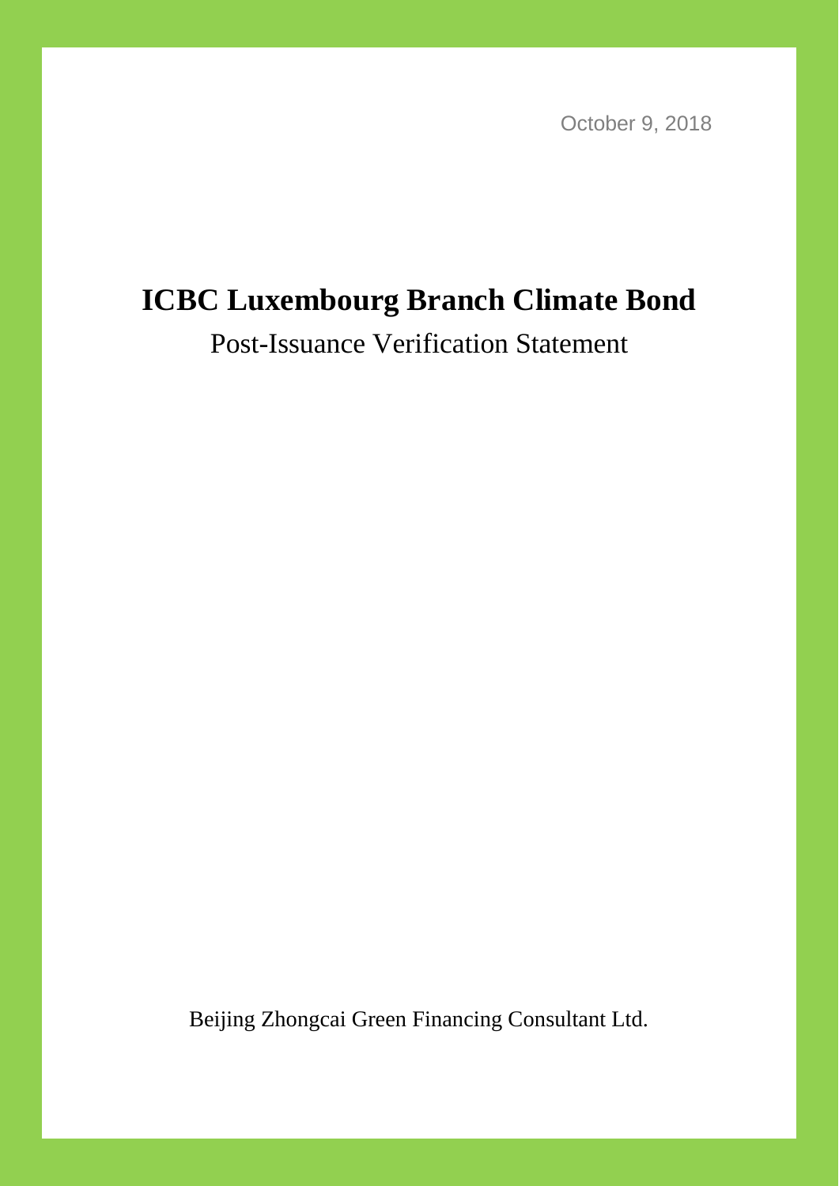October 9, 2018

# ICBC Luxembourg Branch Climate Bond

Post-Issuance Verification Statement

Beijing Zhongcai Green Financing Consultant Ltd.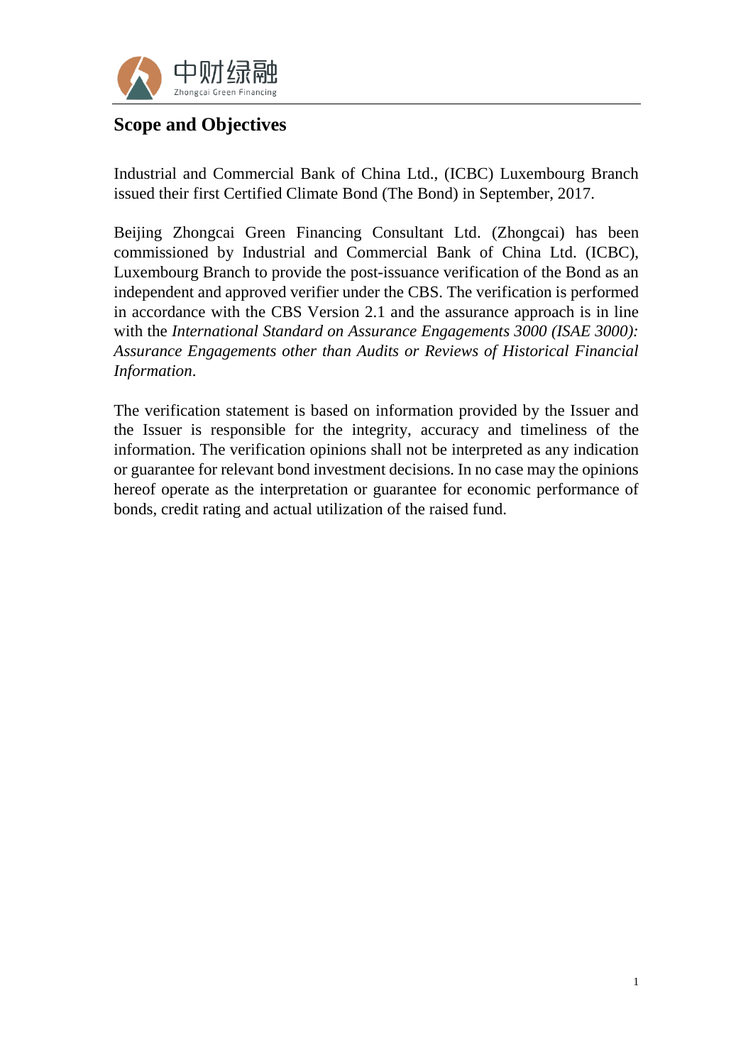## Scope and Objectives

Industrial and Commercial Bank of China Ltd., (ICBC) Luxembourg Branch issued their first Certified Climate Bond (The Bond) in September, 2017.

Beijing Zhongcai Green Financing Consultant Ltd. (Zhongcai) has been commissioned by Industrial and Commercial Bank of China Ltd. (ICBC), Luxembourg Branch to provide the post-issuance verification of the Bond as an independent and approved verifier under the CBS. The verification is performed in accordance with the CBS Version 2.1 and the assurance approach is in line with the *International Standard on Assurance Engagements 3000 (ISAE 3000): Assurance Engagements other than Audits or Reviews of Historical Financial Information*.

The verification statement is based on information provided by the Issuer and the Issuer is responsible for the integrity, accuracy and timeliness of the information. The verification opinions shall not be interpreted as any indication or guarantee for relevant bond investment decisions. In no case may the opinions hereof operate as the interpretation or guarantee for economic performance of bonds, credit rating and actual utilization of the raised fund.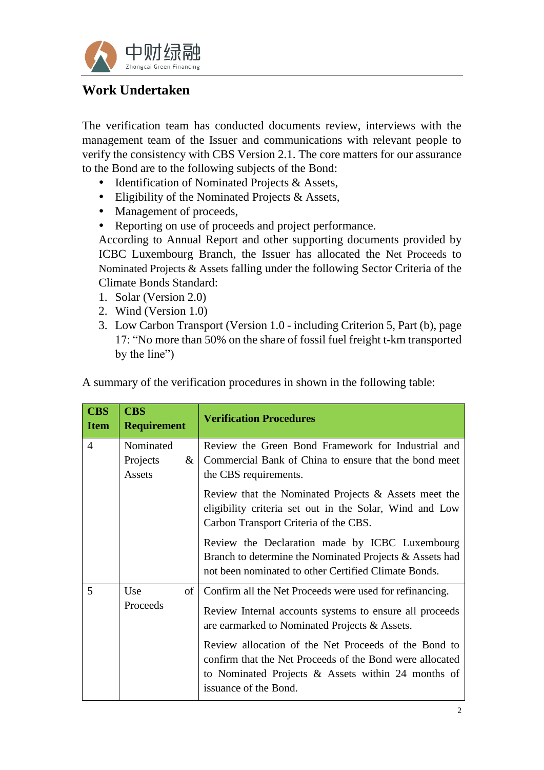## Work Undertaken

The verification team has conducted documents review, interviews with the management team of the Issuer and communications with relevant people to verify the consistency with CBS Version 2.1. The core matters for our assurance to the Bond are to the following subjects of the Bond:

- Identification of Nominated Projects & Assets,
- Eligibility of the Nominated Projects & Assets,
- Management of proceeds,
- Reporting on use of proceeds and project performance.

According to Annual Report and other supporting documents provided by ICBC Luxembourg Branch, the Issuer has allocated the Net Proceeds to Nominated Projects & Assets falling under the following Sector Criteria of the Climate Bonds Standard:

1. Solar (Version 2.0)
2. Wind (Version 1.0)
3. Low Carbon Transport (Version 1.0 - including Criterion 5, Part (b), page 17: "No more than 50% on the share of fossil fuel freight t-km transported by the line")

A summary of the verification procedures in shown in the following table:

| CBS Item | CBS Requirement | Verification Procedures |
|---|---|---|
| 4 | Nominated Projects & Assets | Review the Green Bond Framework for Industrial and Commercial Bank of China to ensure that the bond meet the CBS requirements. |
| | | Review that the Nominated Projects & Assets meet the eligibility criteria set out in the Solar, Wind and Low Carbon Transport Criteria of the CBS. |
| | | Review the Declaration made by ICBC Luxembourg Branch to determine the Nominated Projects & Assets had not been nominated to other Certified Climate Bonds. |
| 5 | Use of Proceeds | Confirm all the Net Proceeds were used for refinancing. |
| | | Review Internal accounts systems to ensure all proceeds are earmarked to Nominated Projects & Assets. |
| | | Review allocation of the Net Proceeds of the Bond to confirm that the Net Proceeds of the Bond were allocated to Nominated Projects & Assets within 24 months of issuance of the Bond. |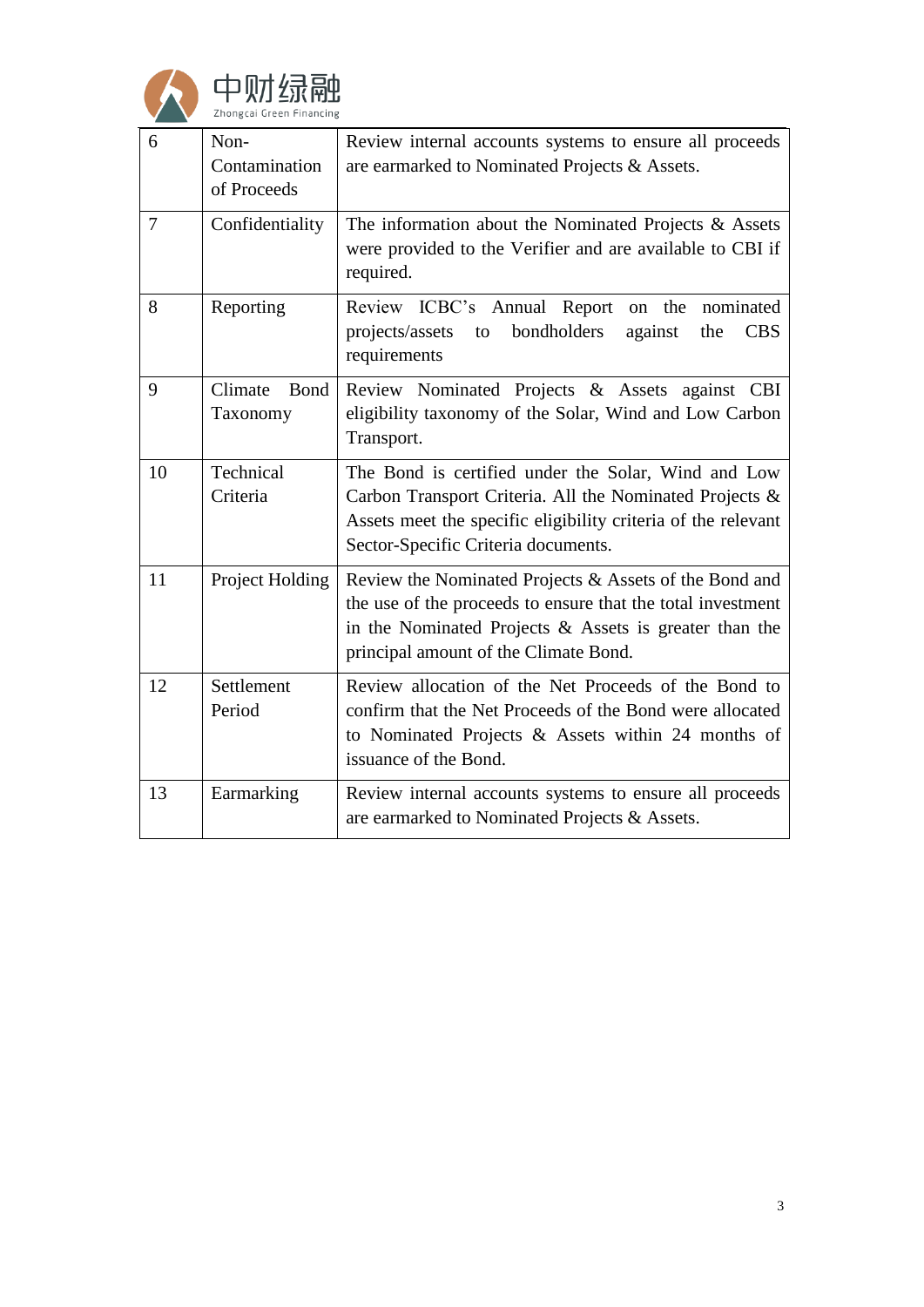| 6 | Non-Contamination of Proceeds | Review internal accounts systems to ensure all proceeds are earmarked to Nominated Projects & Assets. |
|---|---|---|
| 7 | Confidentiality | The information about the Nominated Projects & Assets were provided to the Verifier and are available to CBI if required. |
| 8 | Reporting | Review ICBC's Annual Report on the nominated projects/assets to bondholders against the CBS requirements |
| 9 | Climate Bond Taxonomy | Review Nominated Projects & Assets against CBI eligibility taxonomy of the Solar, Wind and Low Carbon Transport. |
| 10 | Technical Criteria | The Bond is certified under the Solar, Wind and Low Carbon Transport Criteria. All the Nominated Projects & Assets meet the specific eligibility criteria of the relevant Sector-Specific Criteria documents. |
| 11 | Project Holding | Review the Nominated Projects & Assets of the Bond and the use of the proceeds to ensure that the total investment in the Nominated Projects & Assets is greater than the principal amount of the Climate Bond. |
| 12 | Settlement Period | Review allocation of the Net Proceeds of the Bond to confirm that the Net Proceeds of the Bond were allocated to Nominated Projects & Assets within 24 months of issuance of the Bond. |
| 13 | Earmarking | Review internal accounts systems to ensure all proceeds are earmarked to Nominated Projects & Assets. |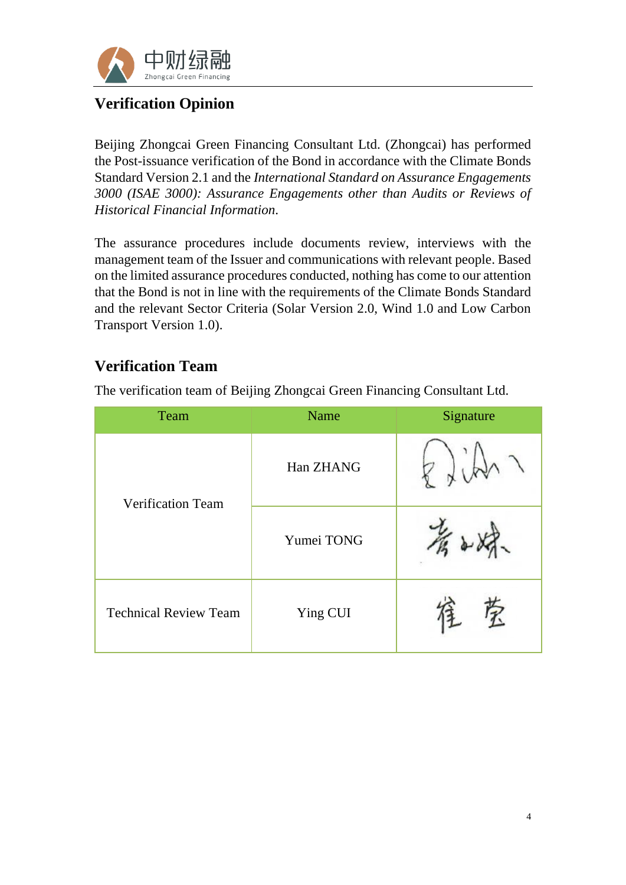## Verification Opinion

Beijing Zhongcai Green Financing Consultant Ltd. (Zhongcai) has performed the Post-issuance verification of the Bond in accordance with the Climate Bonds Standard Version 2.1 and the *International Standard on Assurance Engagements 3000 (ISAE 3000): Assurance Engagements other than Audits or Reviews of Historical Financial Information*.

The assurance procedures include documents review, interviews with the management team of the Issuer and communications with relevant people. Based on the limited assurance procedures conducted, nothing has come to our attention that the Bond is not in line with the requirements of the Climate Bonds Standard and the relevant Sector Criteria (Solar Version 2.0, Wind 1.0 and Low Carbon Transport Version 1.0).

## Verification Team

The verification team of Beijing Zhongcai Green Financing Consultant Ltd.

| Team | Name | Signature |
|---|---|---|
| Verification Team | Han ZHANG | |
| | Yumei TONG | |
| Technical Review Team | Ying CUI | |